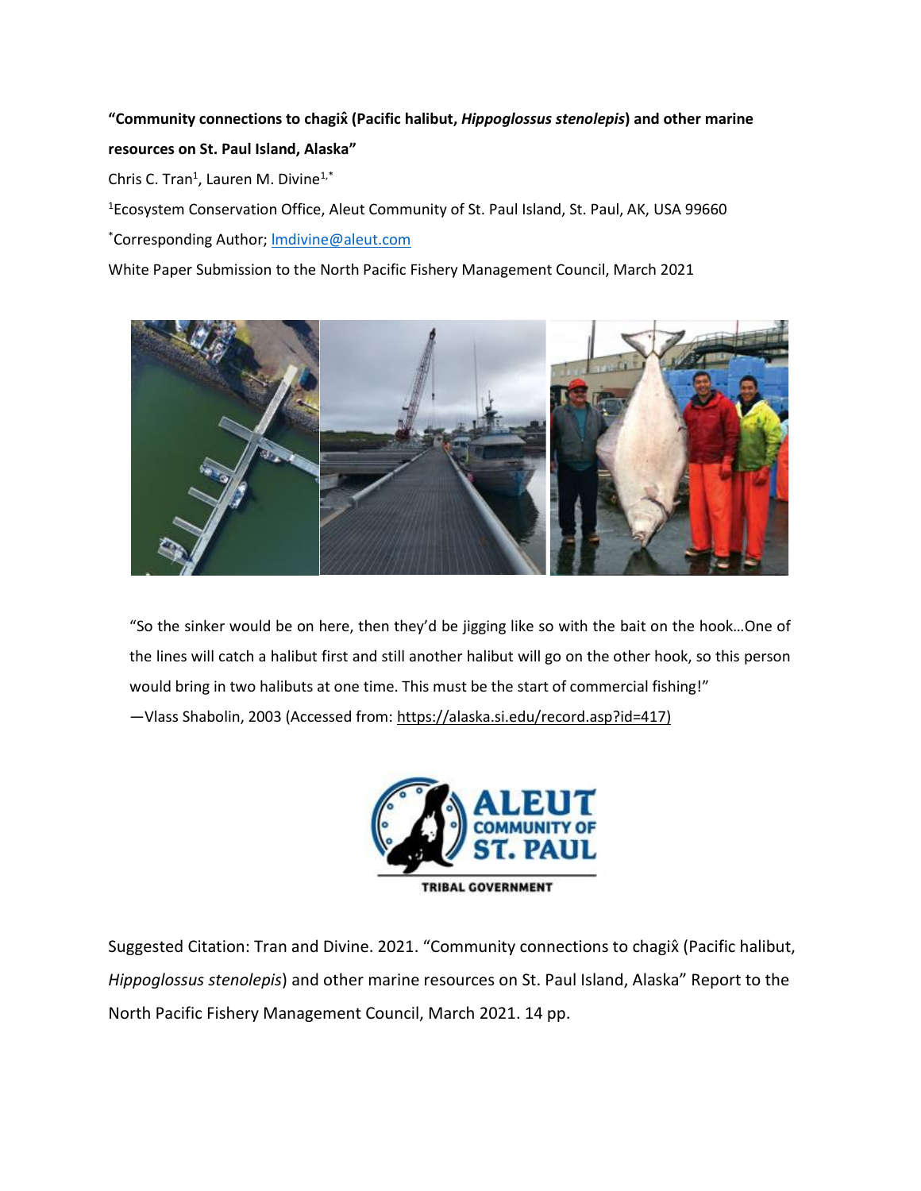**"Community connections to chagix̂ (Pacific halibut, *Hippoglossus stenolepis*) and other marine resources on St. Paul Island, Alaska"**

Chris C. Tran[1], Lauren M. Divine[1,*]

[1]Ecosystem Conservation Office, Aleut Community of St. Paul Island, St. Paul, AK, USA 99660

[*]Corresponding Author; lmdivine@aleut.com

White Paper Submission to the North Pacific Fishery Management Council, March 2021

> "So the sinker would be on here, then they'd be jigging like so with the bait on the hook…One of the lines will catch a halibut first and still another halibut will go on the other hook, so this person would bring in two halibuts at one time. This must be the start of commercial fishing!"
>
> —Vlass Shabolin, 2003 (Accessed from: https://alaska.si.edu/record.asp?id=417)

ALEUT COMMUNITY OF ST. PAUL

TRIBAL GOVERNMENT

Suggested Citation: Tran and Divine. 2021. "Community connections to chagix̂ (Pacific halibut, *Hippoglossus stenolepis*) and other marine resources on St. Paul Island, Alaska" Report to the North Pacific Fishery Management Council, March 2021. 14 pp.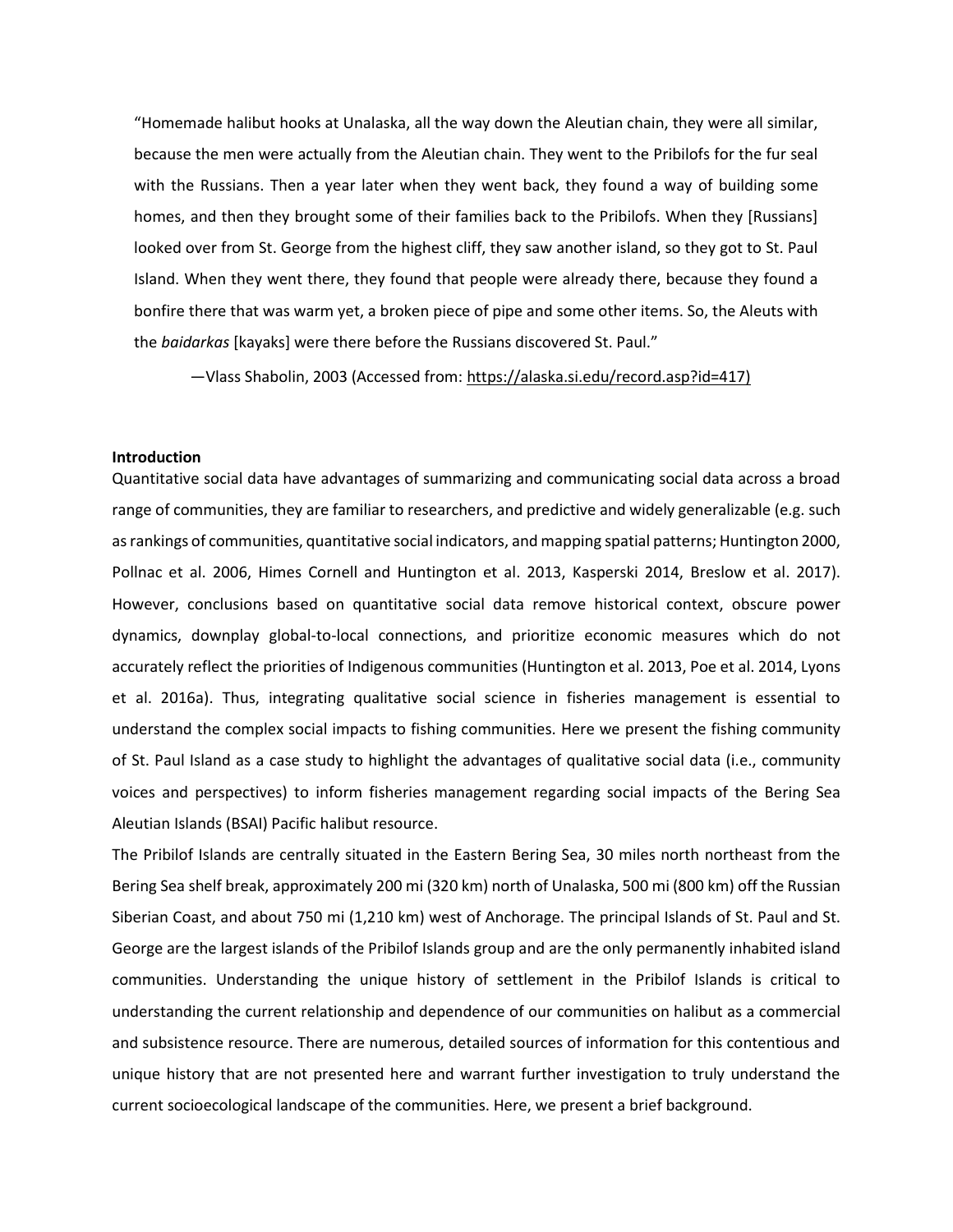"Homemade halibut hooks at Unalaska, all the way down the Aleutian chain, they were all similar, because the men were actually from the Aleutian chain. They went to the Pribilofs for the fur seal with the Russians. Then a year later when they went back, they found a way of building some homes, and then they brought some of their families back to the Pribilofs. When they [Russians] looked over from St. George from the highest cliff, they saw another island, so they got to St. Paul Island. When they went there, they found that people were already there, because they found a bonfire there that was warm yet, a broken piece of pipe and some other items. So, the Aleuts with the *baidarkas* [kayaks] were there before the Russians discovered St. Paul."

—Vlass Shabolin, 2003 (Accessed from: https://alaska.si.edu/record.asp?id=417)

**Introduction**

Quantitative social data have advantages of summarizing and communicating social data across a broad range of communities, they are familiar to researchers, and predictive and widely generalizable (e.g. such as rankings of communities, quantitative social indicators, and mapping spatial patterns; Huntington 2000, Pollnac et al. 2006, Himes Cornell and Huntington et al. 2013, Kasperski 2014, Breslow et al. 2017). However, conclusions based on quantitative social data remove historical context, obscure power dynamics, downplay global-to-local connections, and prioritize economic measures which do not accurately reflect the priorities of Indigenous communities (Huntington et al. 2013, Poe et al. 2014, Lyons et al. 2016a). Thus, integrating qualitative social science in fisheries management is essential to understand the complex social impacts to fishing communities. Here we present the fishing community of St. Paul Island as a case study to highlight the advantages of qualitative social data (i.e., community voices and perspectives) to inform fisheries management regarding social impacts of the Bering Sea Aleutian Islands (BSAI) Pacific halibut resource.

The Pribilof Islands are centrally situated in the Eastern Bering Sea, 30 miles north northeast from the Bering Sea shelf break, approximately 200 mi (320 km) north of Unalaska, 500 mi (800 km) off the Russian Siberian Coast, and about 750 mi (1,210 km) west of Anchorage. The principal Islands of St. Paul and St. George are the largest islands of the Pribilofs Islands group and are the only permanently inhabited island communities. Understanding the unique history of settlement in the Pribilof Islands is critical to understanding the current relationship and dependence of our communities on halibut as a commercial and subsistence resource. There are numerous, detailed sources of information for this contentious and unique history that are not presented here and warrant further investigation to truly understand the current socioecological landscape of the communities. Here, we present a brief background.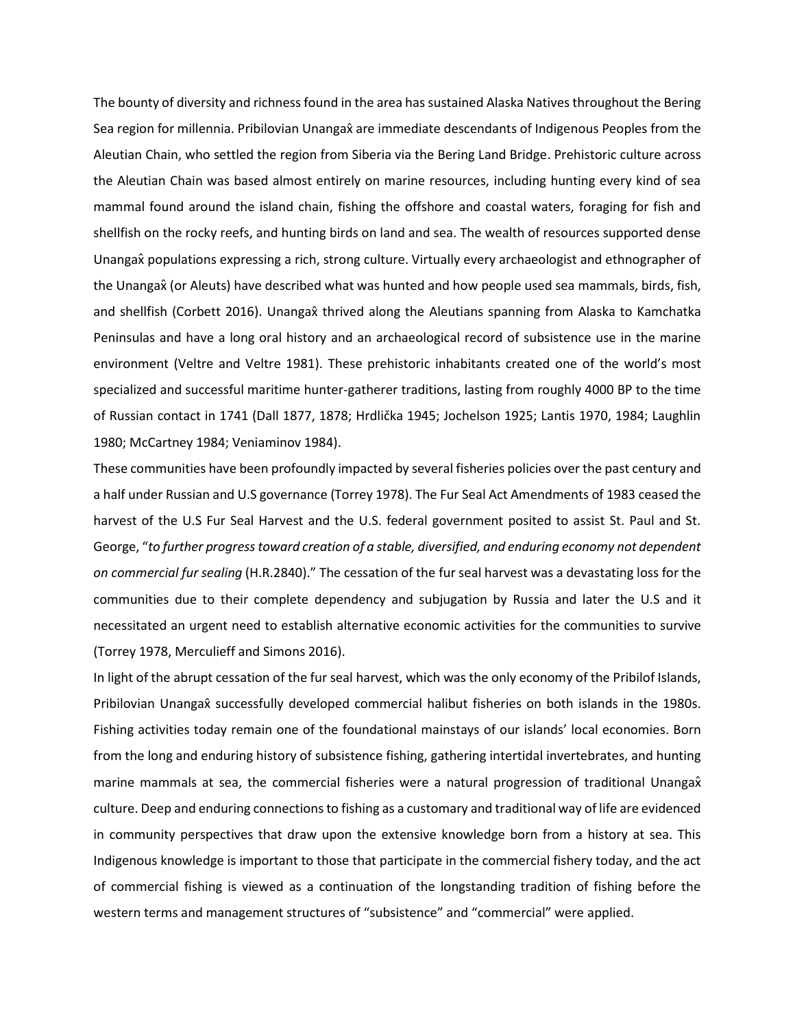The bounty of diversity and richness found in the area has sustained Alaska Natives throughout the Bering Sea region for millennia. Pribilovian Unangax̂ are immediate descendants of Indigenous Peoples from the Aleutian Chain, who settled the region from Siberia via the Bering Land Bridge. Prehistoric culture across the Aleutian Chain was based almost entirely on marine resources, including hunting every kind of sea mammal found around the island chain, fishing the offshore and coastal waters, foraging for fish and shellfish on the rocky reefs, and hunting birds on land and sea. The wealth of resources supported dense Unangax̂ populations expressing a rich, strong culture. Virtually every archaeologist and ethnographer of the Unangax̂ (or Aleuts) have described what was hunted and how people used sea mammals, birds, fish, and shellfish (Corbett 2016). Unangax̂ thrived along the Aleutians spanning from Alaska to Kamchatka Peninsulas and have a long oral history and an archaeological record of subsistence use in the marine environment (Veltre and Veltre 1981). These prehistoric inhabitants created one of the world's most specialized and successful maritime hunter-gatherer traditions, lasting from roughly 4000 BP to the time of Russian contact in 1741 (Dall 1877, 1878; Hrdlička 1945; Jochelson 1925; Lantis 1970, 1984; Laughlin 1980; McCartney 1984; Veniaminov 1984).

These communities have been profoundly impacted by several fisheries policies over the past century and a half under Russian and U.S governance (Torrey 1978). The Fur Seal Act Amendments of 1983 ceased the harvest of the U.S Fur Seal Harvest and the U.S. federal government posited to assist St. Paul and St. George, "*to further progress toward creation of a stable, diversified, and enduring economy not dependent on commercial fur sealing* (H.R.2840)." The cessation of the fur seal harvest was a devastating loss for the communities due to their complete dependency and subjugation by Russia and later the U.S and it necessitated an urgent need to establish alternative economic activities for the communities to survive (Torrey 1978, Merculieff and Simons 2016).

In light of the abrupt cessation of the fur seal harvest, which was the only economy of the Pribilof Islands, Pribilovian Unangax̂ successfully developed commercial halibut fisheries on both islands in the 1980s. Fishing activities today remain one of the foundational mainstays of our islands' local economies. Born from the long and enduring history of subsistence fishing, gathering intertidal invertebrates, and hunting marine mammals at sea, the commercial fisheries were a natural progression of traditional Unangax̂ culture. Deep and enduring connections to fishing as a customary and traditional way of life are evidenced in community perspectives that draw upon the extensive knowledge born from a history at sea. This Indigenous knowledge is important to those that participate in the commercial fishery today, and the act of commercial fishing is viewed as a continuation of the longstanding tradition of fishing before the western terms and management structures of "subsistence" and "commercial" were applied.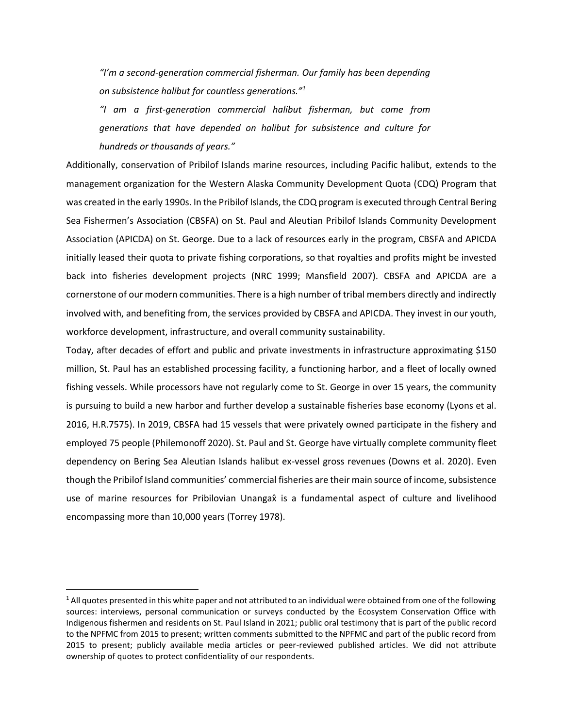> *"I'm a second-generation commercial fisherman. Our family has been depending on subsistence halibut for countless generations."*[1]
>
> *"I am a first-generation commercial halibut fisherman, but come from generations that have depended on halibut for subsistence and culture for hundreds or thousands of years."*

Additionally, conservation of Pribilof Islands marine resources, including Pacific halibut, extends to the management organization for the Western Alaska Community Development Quota (CDQ) Program that was created in the early 1990s. In the Pribilof Islands, the CDQ program is executed through Central Bering Sea Fishermen's Association (CBSFA) on St. Paul and Aleutian Pribilof Islands Community Development Association (APICDA) on St. George. Due to a lack of resources early in the program, CBSFA and APICDA initially leased their quota to private fishing corporations, so that royalties and profits might be invested back into fisheries development projects (NRC 1999; Mansfield 2007). CBSFA and APICDA are a cornerstone of our modern communities. There is a high number of tribal members directly and indirectly involved with, and benefiting from, the services provided by CBSFA and APICDA. They invest in our youth, workforce development, infrastructure, and overall community sustainability.

Today, after decades of effort and public and private investments in infrastructure approximating $150 million, St. Paul has an established processing facility, a functioning harbor, and a fleet of locally owned fishing vessels. While processors have not regularly come to St. George in over 15 years, the community is pursuing to build a new harbor and further develop a sustainable fisheries base economy (Lyons et al. 2016, H.R.7575). In 2019, CBSFA had 15 vessels that were privately owned participate in the fishery and employed 75 people (Philemonoff 2020). St. Paul and St. George have virtually complete community fleet dependency on Bering Sea Aleutian Islands halibut ex-vessel gross revenues (Downs et al. 2020). Even though the Pribilof Island communities' commercial fisheries are their main source of income, subsistence use of marine resources for Pribilovian Unangax̂ is a fundamental aspect of culture and livelihood encompassing more than 10,000 years (Torrey 1978).

---

[1] All quotes presented in this white paper and not attributed to an individual were obtained from one of the following sources: interviews, personal communication or surveys conducted by the Ecosystem Conservation Office with Indigenous fishermen and residents on St. Paul Island in 2021; public oral testimony that is part of the public record to the NPFMC from 2015 to present; written comments submitted to the NPFMC and part of the public record from 2015 to present; publicly available media articles or peer-reviewed published articles. We did not attribute ownership of quotes to protect confidentiality of our respondents.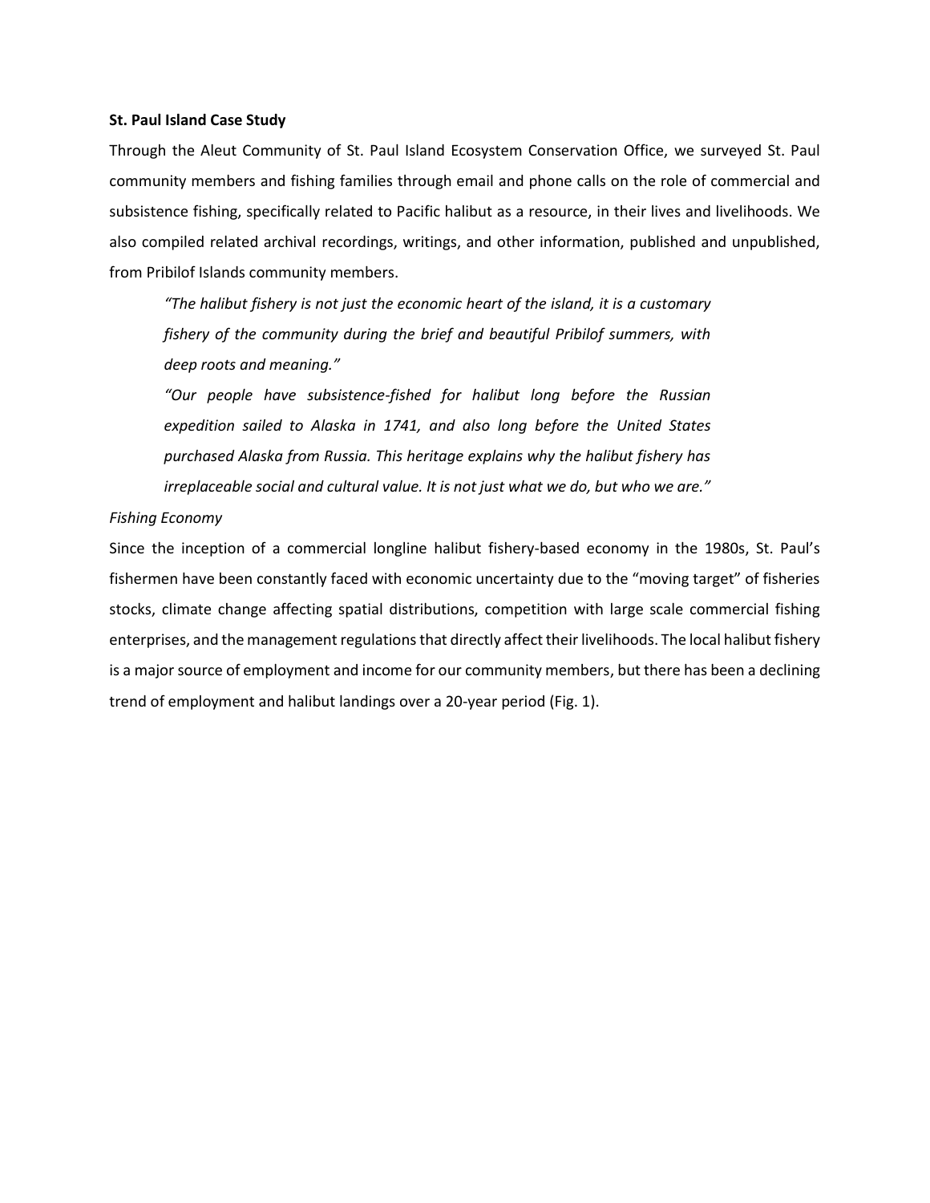**St. Paul Island Case Study**

Through the Aleut Community of St. Paul Island Ecosystem Conservation Office, we surveyed St. Paul community members and fishing families through email and phone calls on the role of commercial and subsistence fishing, specifically related to Pacific halibut as a resource, in their lives and livelihoods. We also compiled related archival recordings, writings, and other information, published and unpublished, from Pribilof Islands community members.

> *"The halibut fishery is not just the economic heart of the island, it is a customary fishery of the community during the brief and beautiful Pribilof summers, with deep roots and meaning."*
>
> *"Our people have subsistence-fished for halibut long before the Russian expedition sailed to Alaska in 1741, and also long before the United States purchased Alaska from Russia. This heritage explains why the halibut fishery has irreplaceable social and cultural value. It is not just what we do, but who we are."*

*Fishing Economy*

Since the inception of a commercial longline halibut fishery-based economy in the 1980s, St. Paul's fishermen have been constantly faced with economic uncertainty due to the "moving target" of fisheries stocks, climate change affecting spatial distributions, competition with large scale commercial fishing enterprises, and the management regulations that directly affect their livelihoods. The local halibut fishery is a major source of employment and income for our community members, but there has been a declining trend of employment and halibut landings over a 20-year period (Fig. 1).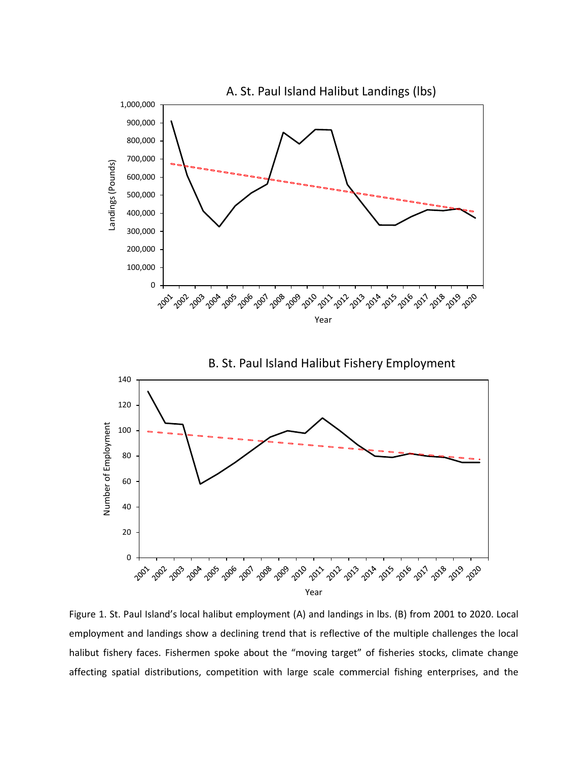Figure 1. St. Paul Island's local halibut employment (A) and landings in lbs. (B) from 2001 to 2020. Local employment and landings show a declining trend that is reflective of the multiple challenges the local halibut fishery faces. Fishermen spoke about the "moving target" of fisheries stocks, climate change affecting spatial distributions, competition with large scale commercial fishing enterprises, and the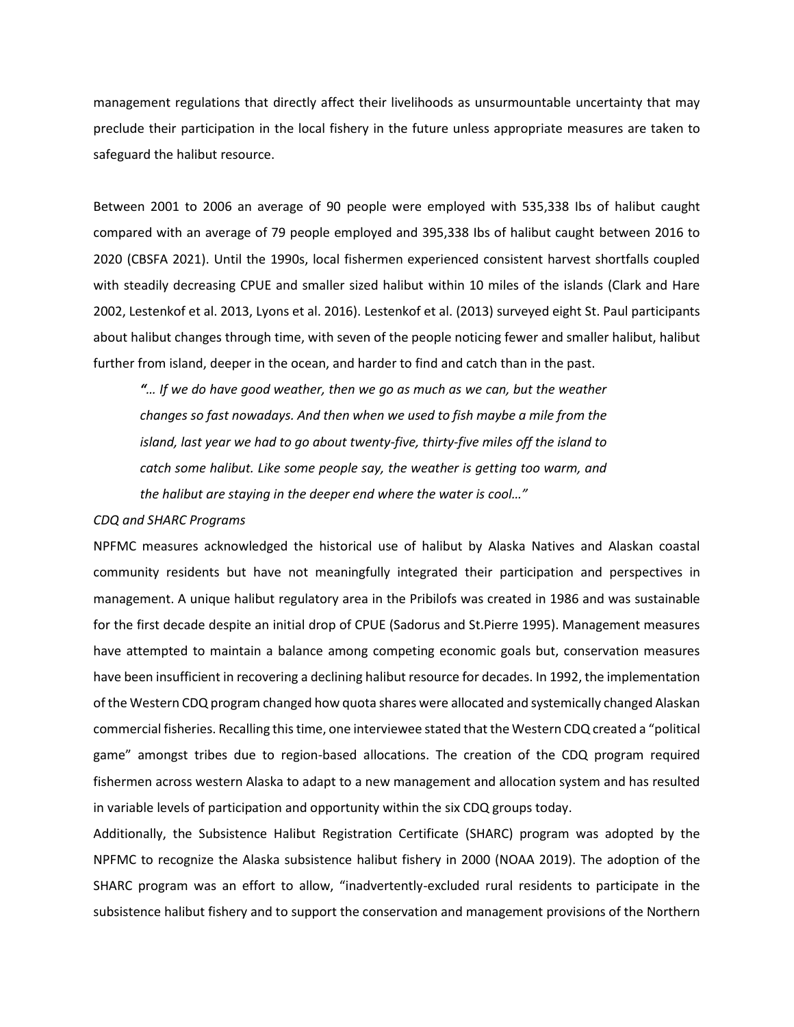management regulations that directly affect their livelihoods as unsurmountable uncertainty that may preclude their participation in the local fishery in the future unless appropriate measures are taken to safeguard the halibut resource.

Between 2001 to 2006 an average of 90 people were employed with 535,338 Ibs of halibut caught compared with an average of 79 people employed and 395,338 Ibs of halibut caught between 2016 to 2020 (CBSFA 2021). Until the 1990s, local fishermen experienced consistent harvest shortfalls coupled with steadily decreasing CPUE and smaller sized halibut within 10 miles of the islands (Clark and Hare 2002, Lestenkof et al. 2013, Lyons et al. 2016). Lestenkof et al. (2013) surveyed eight St. Paul participants about halibut changes through time, with seven of the people noticing fewer and smaller halibut, halibut further from island, deeper in the ocean, and harder to find and catch than in the past.

> *"… If we do have good weather, then we go as much as we can, but the weather changes so fast nowadays. And then when we used to fish maybe a mile from the island, last year we had to go about twenty-five, thirty-five miles off the island to catch some halibut. Like some people say, the weather is getting too warm, and the halibut are staying in the deeper end where the water is cool…"*

*CDQ and SHARC Programs*

NPFMC measures acknowledged the historical use of halibut by Alaska Natives and Alaskan coastal community residents but have not meaningfully integrated their participation and perspectives in management. A unique halibut regulatory area in the Pribilofs was created in 1986 and was sustainable for the first decade despite an initial drop of CPUE (Sadorus and St.Pierre 1995). Management measures have attempted to maintain a balance among competing economic goals but, conservation measures have been insufficient in recovering a declining halibut resource for decades. In 1992, the implementation of the Western CDQ program changed how quota shares were allocated and systemically changed Alaskan commercial fisheries. Recalling this time, one interviewee stated that the Western CDQ created a "political game" amongst tribes due to region-based allocations. The creation of the CDQ program required fishermen across western Alaska to adapt to a new management and allocation system and has resulted in variable levels of participation and opportunity within the six CDQ groups today.

Additionally, the Subsistence Halibut Registration Certificate (SHARC) program was adopted by the NPFMC to recognize the Alaska subsistence halibut fishery in 2000 (NOAA 2019). The adoption of the SHARC program was an effort to allow, "inadvertently-excluded rural residents to participate in the subsistence halibut fishery and to support the conservation and management provisions of the Northern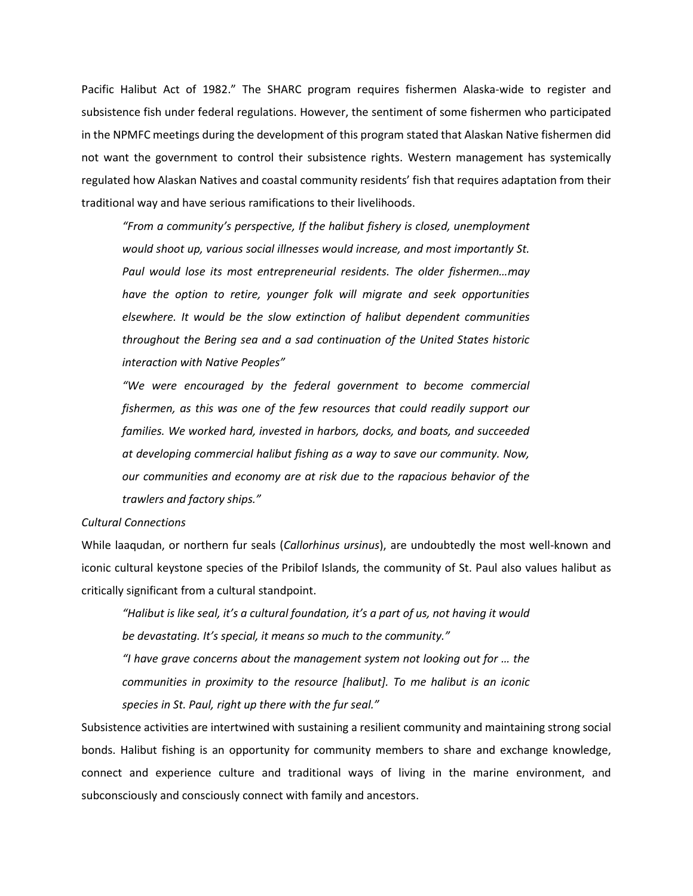Pacific Halibut Act of 1982." The SHARC program requires fishermen Alaska-wide to register and subsistence fish under federal regulations. However, the sentiment of some fishermen who participated in the NPMFC meetings during the development of this program stated that Alaskan Native fishermen did not want the government to control their subsistence rights. Western management has systemically regulated how Alaskan Natives and coastal community residents' fish that requires adaptation from their traditional way and have serious ramifications to their livelihoods.

> *"From a community's perspective, If the halibut fishery is closed, unemployment would shoot up, various social illnesses would increase, and most importantly St. Paul would lose its most entrepreneurial residents. The older fishermen…may have the option to retire, younger folk will migrate and seek opportunities elsewhere. It would be the slow extinction of halibut dependent communities throughout the Bering sea and a sad continuation of the United States historic interaction with Native Peoples"*
>
> *"We were encouraged by the federal government to become commercial fishermen, as this was one of the few resources that could readily support our families. We worked hard, invested in harbors, docks, and boats, and succeeded at developing commercial halibut fishing as a way to save our community. Now, our communities and economy are at risk due to the rapacious behavior of the trawlers and factory ships."*

*Cultural Connections*

While laaqudan, or northern fur seals (*Callorhinus ursinus*), are undoubtedly the most well-known and iconic cultural keystone species of the Pribilof Islands, the community of St. Paul also values halibut as critically significant from a cultural standpoint.

> *"Halibut is like seal, it's a cultural foundation, it's a part of us, not having it would be devastating. It's special, it means so much to the community."*
>
> *"I have grave concerns about the management system not looking out for … the communities in proximity to the resource [halibut]. To me halibut is an iconic species in St. Paul, right up there with the fur seal."*

Subsistence activities are intertwined with sustaining a resilient community and maintaining strong social bonds. Halibut fishing is an opportunity for community members to share and exchange knowledge, connect and experience culture and traditional ways of living in the marine environment, and subconsciously and consciously connect with family and ancestors.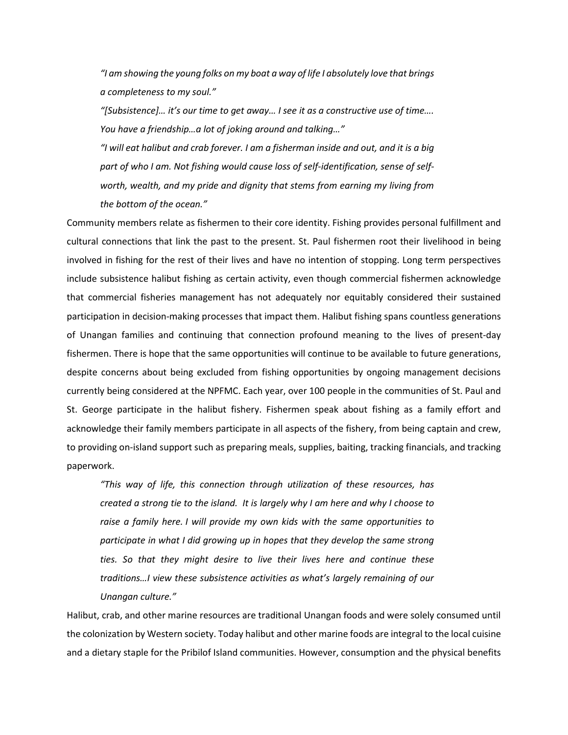*"I am showing the young folks on my boat a way of life I absolutely love that brings a completeness to my soul."*

*"[Subsistence]… it's our time to get away… I see it as a constructive use of time…. You have a friendship…a lot of joking around and talking…"*

*"I will eat halibut and crab forever. I am a fisherman inside and out, and it is a big part of who I am. Not fishing would cause loss of self-identification, sense of self-worth, wealth, and my pride and dignity that stems from earning my living from the bottom of the ocean."*

Community members relate as fishermen to their core identity. Fishing provides personal fulfillment and cultural connections that link the past to the present. St. Paul fishermen root their livelihood in being involved in fishing for the rest of their lives and have no intention of stopping. Long term perspectives include subsistence halibut fishing as certain activity, even though commercial fishermen acknowledge that commercial fisheries management has not adequately nor equitably considered their sustained participation in decision-making processes that impact them. Halibut fishing spans countless generations of Unangan families and continuing that connection profound meaning to the lives of present-day fishermen. There is hope that the same opportunities will continue to be available to future generations, despite concerns about being excluded from fishing opportunities by ongoing management decisions currently being considered at the NPFMC. Each year, over 100 people in the communities of St. Paul and St. George participate in the halibut fishery. Fishermen speak about fishing as a family effort and acknowledge their family members participate in all aspects of the fishery, from being captain and crew, to providing on-island support such as preparing meals, supplies, baiting, tracking financials, and tracking paperwork.

*"This way of life, this connection through utilization of these resources, has created a strong tie to the island. It is largely why I am here and why I choose to raise a family here. I will provide my own kids with the same opportunities to participate in what I did growing up in hopes that they develop the same strong ties. So that they might desire to live their lives here and continue these traditions…I view these subsistence activities as what's largely remaining of our Unangan culture."*

Halibut, crab, and other marine resources are traditional Unangan foods and were solely consumed until the colonization by Western society. Today halibut and other marine foods are integral to the local cuisine and a dietary staple for the Pribilof Island communities. However, consumption and the physical benefits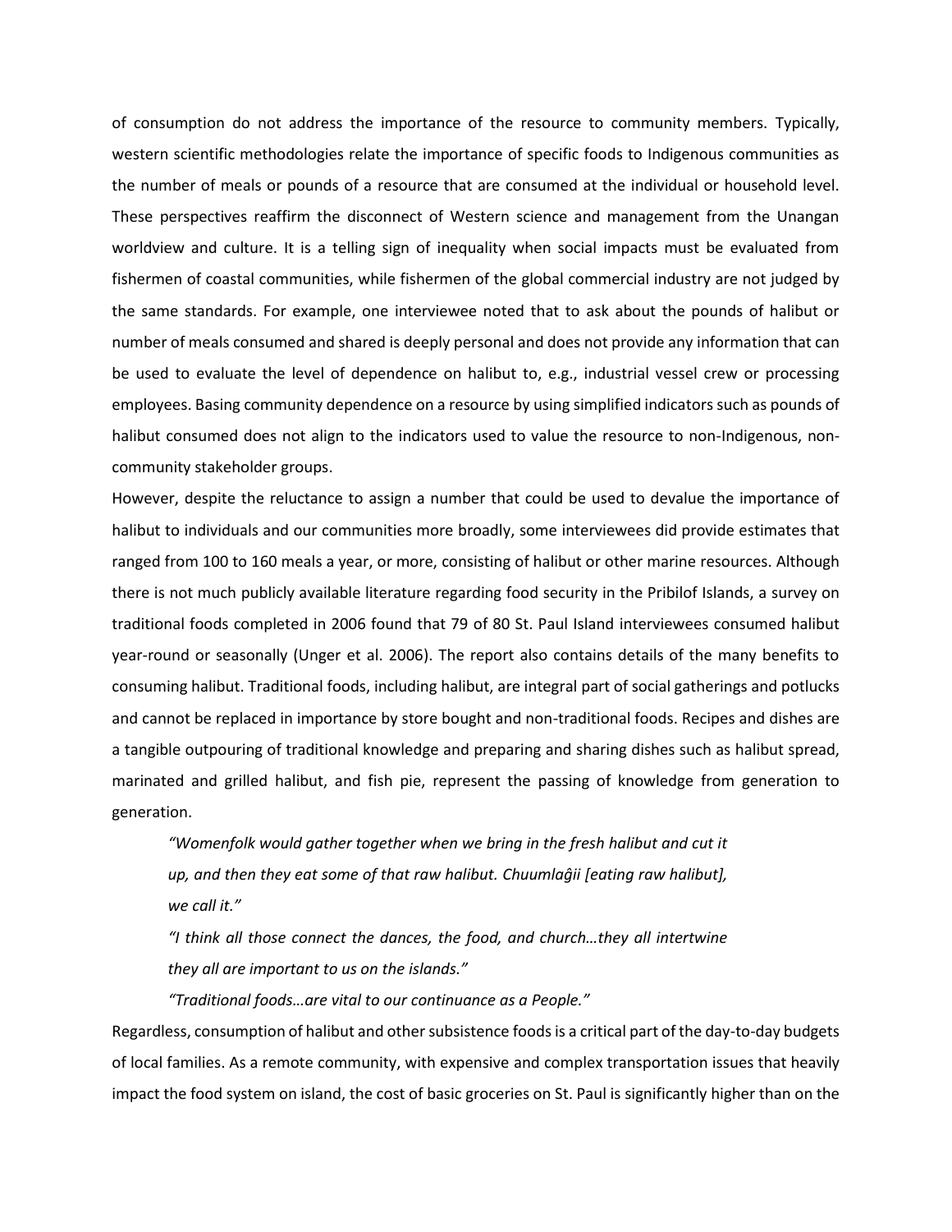of consumption do not address the importance of the resource to community members. Typically, western scientific methodologies relate the importance of specific foods to Indigenous communities as the number of meals or pounds of a resource that are consumed at the individual or household level. These perspectives reaffirm the disconnect of Western science and management from the Unangan worldview and culture. It is a telling sign of inequality when social impacts must be evaluated from fishermen of coastal communities, while fishermen of the global commercial industry are not judged by the same standards. For example, one interviewee noted that to ask about the pounds of halibut or number of meals consumed and shared is deeply personal and does not provide any information that can be used to evaluate the level of dependence on halibut to, e.g., industrial vessel crew or processing employees. Basing community dependence on a resource by using simplified indicators such as pounds of halibut consumed does not align to the indicators used to value the resource to non-Indigenous, non-community stakeholder groups.

However, despite the reluctance to assign a number that could be used to devalue the importance of halibut to individuals and our communities more broadly, some interviewees did provide estimates that ranged from 100 to 160 meals a year, or more, consisting of halibut or other marine resources. Although there is not much publicly available literature regarding food security in the Pribilof Islands, a survey on traditional foods completed in 2006 found that 79 of 80 St. Paul Island interviewees consumed halibut year-round or seasonally (Unger et al. 2006). The report also contains details of the many benefits to consuming halibut. Traditional foods, including halibut, are integral part of social gatherings and potlucks and cannot be replaced in importance by store bought and non-traditional foods. Recipes and dishes are a tangible outpouring of traditional knowledge and preparing and sharing dishes such as halibut spread, marinated and grilled halibut, and fish pie, represent the passing of knowledge from generation to generation.

> *"Womenfolk would gather together when we bring in the fresh halibut and cut it up, and then they eat some of that raw halibut. Chuumlaĝii [eating raw halibut], we call it."*
>
> *"I think all those connect the dances, the food, and church…they all intertwine they all are important to us on the islands."*
>
> *"Traditional foods…are vital to our continuance as a People."*

Regardless, consumption of halibut and other subsistence foods is a critical part of the day-to-day budgets of local families. As a remote community, with expensive and complex transportation issues that heavily impact the food system on island, the cost of basic groceries on St. Paul is significantly higher than on the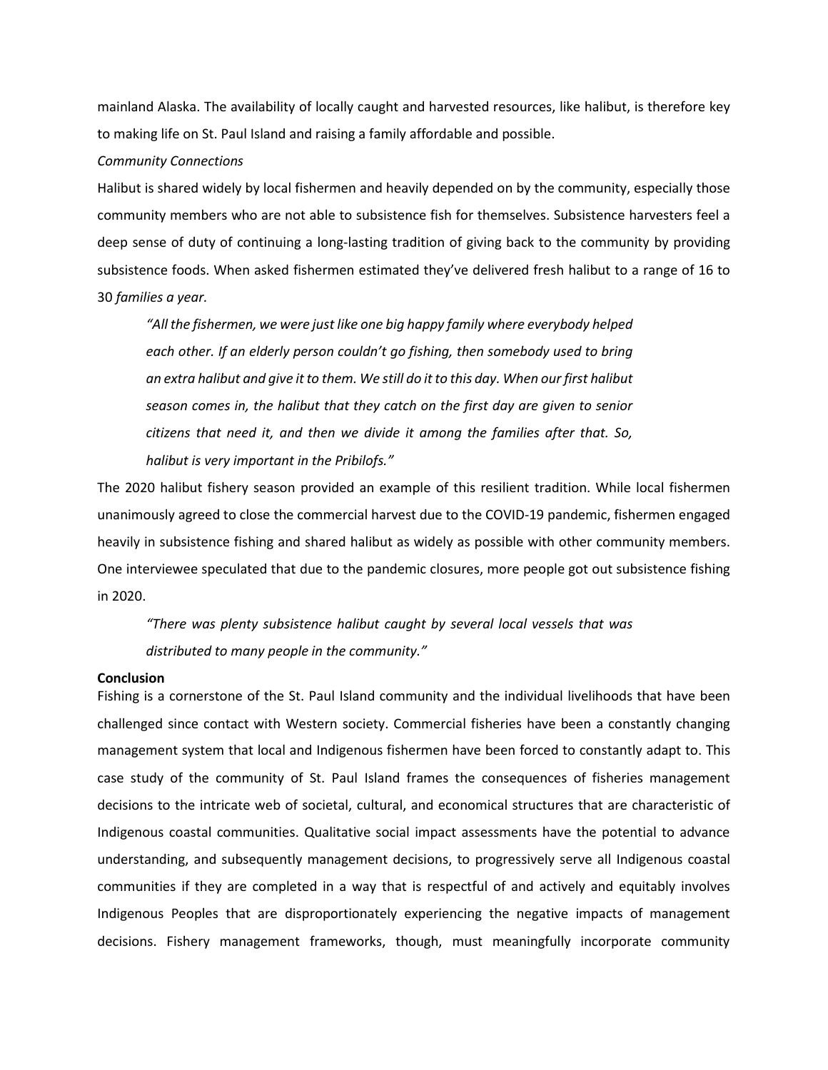mainland Alaska. The availability of locally caught and harvested resources, like halibut, is therefore key to making life on St. Paul Island and raising a family affordable and possible.

*Community Connections*

Halibut is shared widely by local fishermen and heavily depended on by the community, especially those community members who are not able to subsistence fish for themselves. Subsistence harvesters feel a deep sense of duty of continuing a long-lasting tradition of giving back to the community by providing subsistence foods. When asked fishermen estimated they've delivered fresh halibut to a range of 16 to 30 *families a year.*

> *"All the fishermen, we were just like one big happy family where everybody helped each other. If an elderly person couldn't go fishing, then somebody used to bring an extra halibut and give it to them. We still do it to this day. When our first halibut season comes in, the halibut that they catch on the first day are given to senior citizens that need it, and then we divide it among the families after that. So, halibut is very important in the Pribilofs."*

The 2020 halibut fishery season provided an example of this resilient tradition. While local fishermen unanimously agreed to close the commercial harvest due to the COVID-19 pandemic, fishermen engaged heavily in subsistence fishing and shared halibut as widely as possible with other community members. One interviewee speculated that due to the pandemic closures, more people got out subsistence fishing in 2020.

> *"There was plenty subsistence halibut caught by several local vessels that was distributed to many people in the community."*

**Conclusion**

Fishing is a cornerstone of the St. Paul Island community and the individual livelihoods that have been challenged since contact with Western society. Commercial fisheries have been a constantly changing management system that local and Indigenous fishermen have been forced to constantly adapt to. This case study of the community of St. Paul Island frames the consequences of fisheries management decisions to the intricate web of societal, cultural, and economical structures that are characteristic of Indigenous coastal communities. Qualitative social impact assessments have the potential to advance understanding, and subsequently management decisions, to progressively serve all Indigenous coastal communities if they are completed in a way that is respectful of and actively and equitably involves Indigenous Peoples that are disproportionately experiencing the negative impacts of management decisions. Fishery management frameworks, though, must meaningfully incorporate community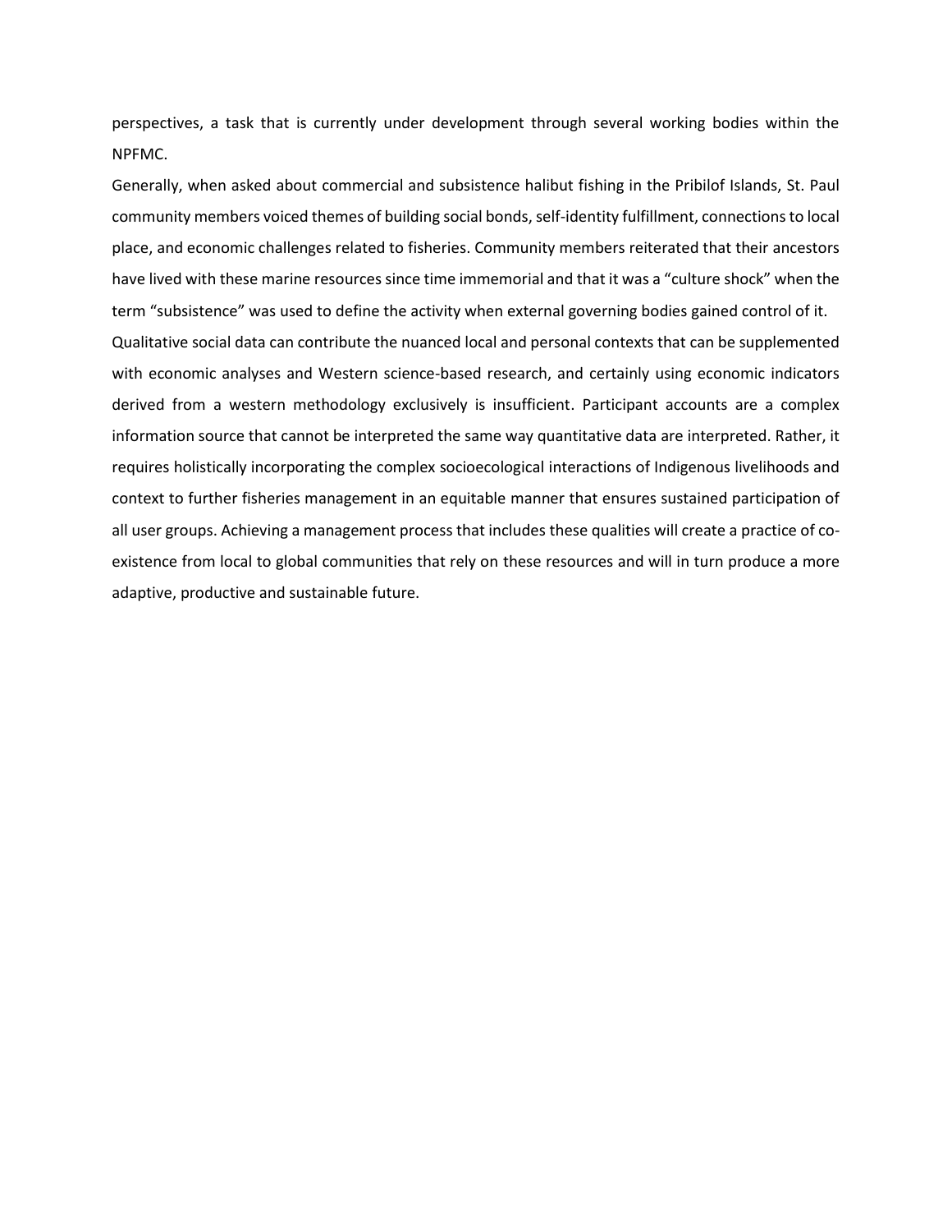perspectives, a task that is currently under development through several working bodies within the NPFMC.

Generally, when asked about commercial and subsistence halibut fishing in the Pribilof Islands, St. Paul community members voiced themes of building social bonds, self-identity fulfillment, connections to local place, and economic challenges related to fisheries. Community members reiterated that their ancestors have lived with these marine resources since time immemorial and that it was a "culture shock" when the term "subsistence" was used to define the activity when external governing bodies gained control of it.

Qualitative social data can contribute the nuanced local and personal contexts that can be supplemented with economic analyses and Western science-based research, and certainly using economic indicators derived from a western methodology exclusively is insufficient. Participant accounts are a complex information source that cannot be interpreted the same way quantitative data are interpreted. Rather, it requires holistically incorporating the complex socioecological interactions of Indigenous livelihoods and context to further fisheries management in an equitable manner that ensures sustained participation of all user groups. Achieving a management process that includes these qualities will create a practice of co-existence from local to global communities that rely on these resources and will in turn produce a more adaptive, productive and sustainable future.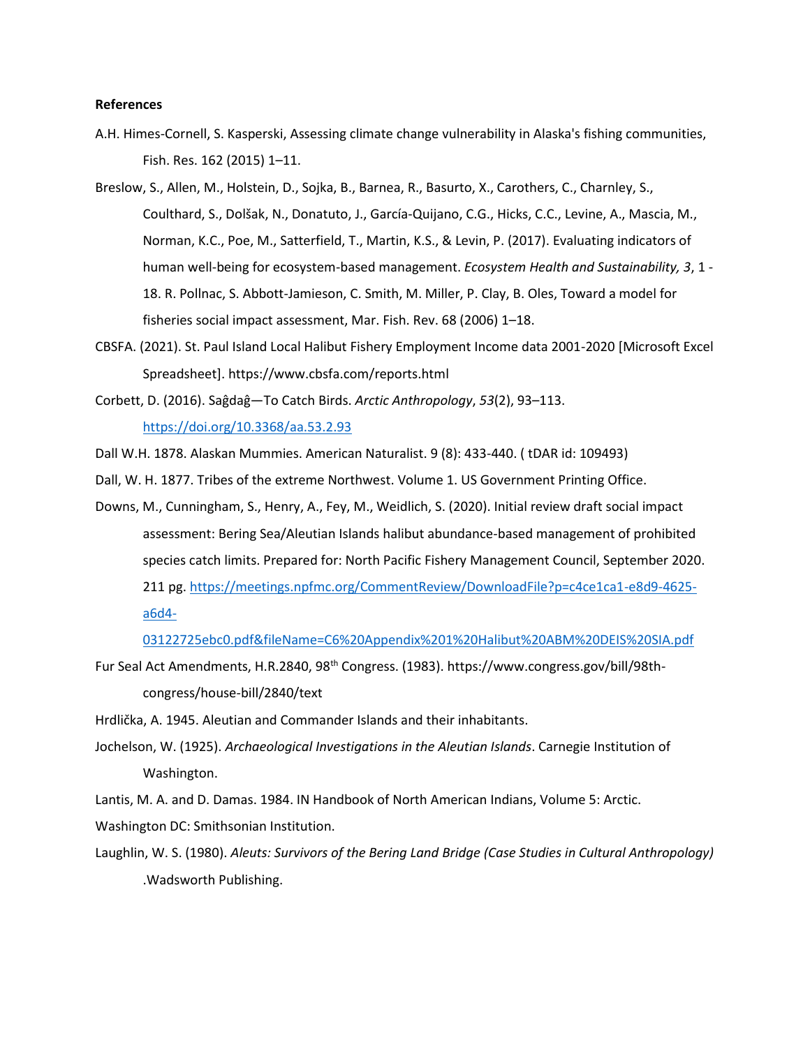**References**

A.H. Himes-Cornell, S. Kasperski, Assessing climate change vulnerability in Alaska's fishing communities, Fish. Res. 162 (2015) 1–11.

Breslow, S., Allen, M., Holstein, D., Sojka, B., Barnea, R., Basurto, X., Carothers, C., Charnley, S., Coulthard, S., Dolšak, N., Donatuto, J., García-Quijano, C.G., Hicks, C.C., Levine, A., Mascia, M., Norman, K.C., Poe, M., Satterfield, T., Martin, K.S., & Levin, P. (2017). Evaluating indicators of human well-being for ecosystem-based management. *Ecosystem Health and Sustainability, 3*, 1 - 18. R. Pollnac, S. Abbott-Jamieson, C. Smith, M. Miller, P. Clay, B. Oles, Toward a model for fisheries social impact assessment, Mar. Fish. Rev. 68 (2006) 1–18.

CBSFA. (2021). St. Paul Island Local Halibut Fishery Employment Income data 2001-2020 [Microsoft Excel Spreadsheet]. https://www.cbsfa.com/reports.html

Corbett, D. (2016). Saĝdaĝ—To Catch Birds. *Arctic Anthropology*, *53*(2), 93–113. https://doi.org/10.3368/aa.53.2.93

Dall W.H. 1878. Alaskan Mummies. American Naturalist. 9 (8): 433-440. ( tDAR id: 109493)

Dall, W. H. 1877. Tribes of the extreme Northwest. Volume 1. US Government Printing Office.

Downs, M., Cunningham, S., Henry, A., Fey, M., Weidlich, S. (2020). Initial review draft social impact assessment: Bering Sea/Aleutian Islands halibut abundance-based management of prohibited species catch limits. Prepared for: North Pacific Fishery Management Council, September 2020. 211 pg. https://meetings.npfmc.org/CommentReview/DownloadFile?p=c4ce1ca1-e8d9-4625-a6d4-03122725ebc0.pdf&fileName=C6%20Appendix%201%20Halibut%20ABM%20DEIS%20SIA.pdf

Fur Seal Act Amendments, H.R.2840, 98th Congress. (1983). https://www.congress.gov/bill/98th-congress/house-bill/2840/text

Hrdlička, A. 1945. Aleutian and Commander Islands and their inhabitants.

Jochelson, W. (1925). *Archaeological Investigations in the Aleutian Islands*. Carnegie Institution of Washington.

Lantis, M. A. and D. Damas. 1984. IN Handbook of North American Indians, Volume 5: Arctic. Washington DC: Smithsonian Institution.

Laughlin, W. S. (1980). *Aleuts: Survivors of the Bering Land Bridge (Case Studies in Cultural Anthropology)* .Wadsworth Publishing.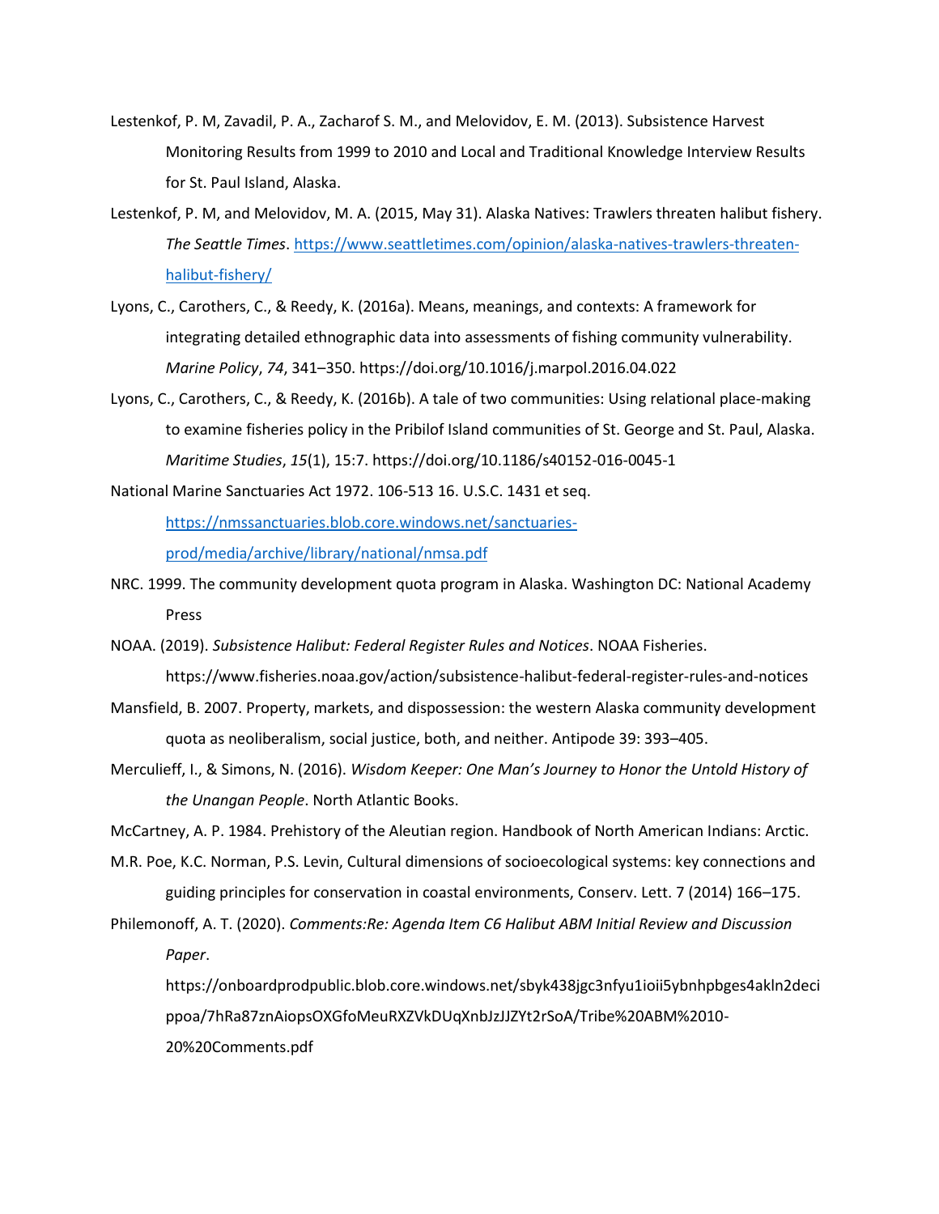Lestenkof, P. M, Zavadil, P. A., Zacharof S. M., and Melovidov, E. M. (2013). Subsistence Harvest Monitoring Results from 1999 to 2010 and Local and Traditional Knowledge Interview Results for St. Paul Island, Alaska.

Lestenkof, P. M, and Melovidov, M. A. (2015, May 31). Alaska Natives: Trawlers threaten halibut fishery. *The Seattle Times*. https://www.seattletimes.com/opinion/alaska-natives-trawlers-threaten-halibut-fishery/

Lyons, C., Carothers, C., & Reedy, K. (2016a). Means, meanings, and contexts: A framework for integrating detailed ethnographic data into assessments of fishing community vulnerability. *Marine Policy*, *74*, 341–350. https://doi.org/10.1016/j.marpol.2016.04.022

Lyons, C., Carothers, C., & Reedy, K. (2016b). A tale of two communities: Using relational place-making to examine fisheries policy in the Pribilof Island communities of St. George and St. Paul, Alaska. *Maritime Studies*, *15*(1), 15:7. https://doi.org/10.1186/s40152-016-0045-1

National Marine Sanctuaries Act 1972. 106-513 16. U.S.C. 1431 et seq. https://nmssanctuaries.blob.core.windows.net/sanctuaries-prod/media/archive/library/national/nmsa.pdf

NRC. 1999. The community development quota program in Alaska. Washington DC: National Academy Press

NOAA. (2019). *Subsistence Halibut: Federal Register Rules and Notices*. NOAA Fisheries. https://www.fisheries.noaa.gov/action/subsistence-halibut-federal-register-rules-and-notices

Mansfield, B. 2007. Property, markets, and dispossession: the western Alaska community development quota as neoliberalism, social justice, both, and neither. Antipode 39: 393–405.

Merculieff, I., & Simons, N. (2016). *Wisdom Keeper: One Man's Journey to Honor the Untold History of the Unangan People*. North Atlantic Books.

McCartney, A. P. 1984. Prehistory of the Aleutian region. Handbook of North American Indians: Arctic.

M.R. Poe, K.C. Norman, P.S. Levin, Cultural dimensions of socioecological systems: key connections and guiding principles for conservation in coastal environments, Conserv. Lett. 7 (2014) 166–175.

Philemonoff, A. T. (2020). *Comments:Re: Agenda Item C6 Halibut ABM Initial Review and Discussion Paper*. https://onboardprodpublic.blob.core.windows.net/sbyk438jgc3nfyu1ioii5ybnhpbges4akln2decippoa/7hRa87znAiopsOXGfoMeuRXZVkDUqXnbJzJJZYt2rSoA/Tribe%20ABM%2010-20%20Comments.pdf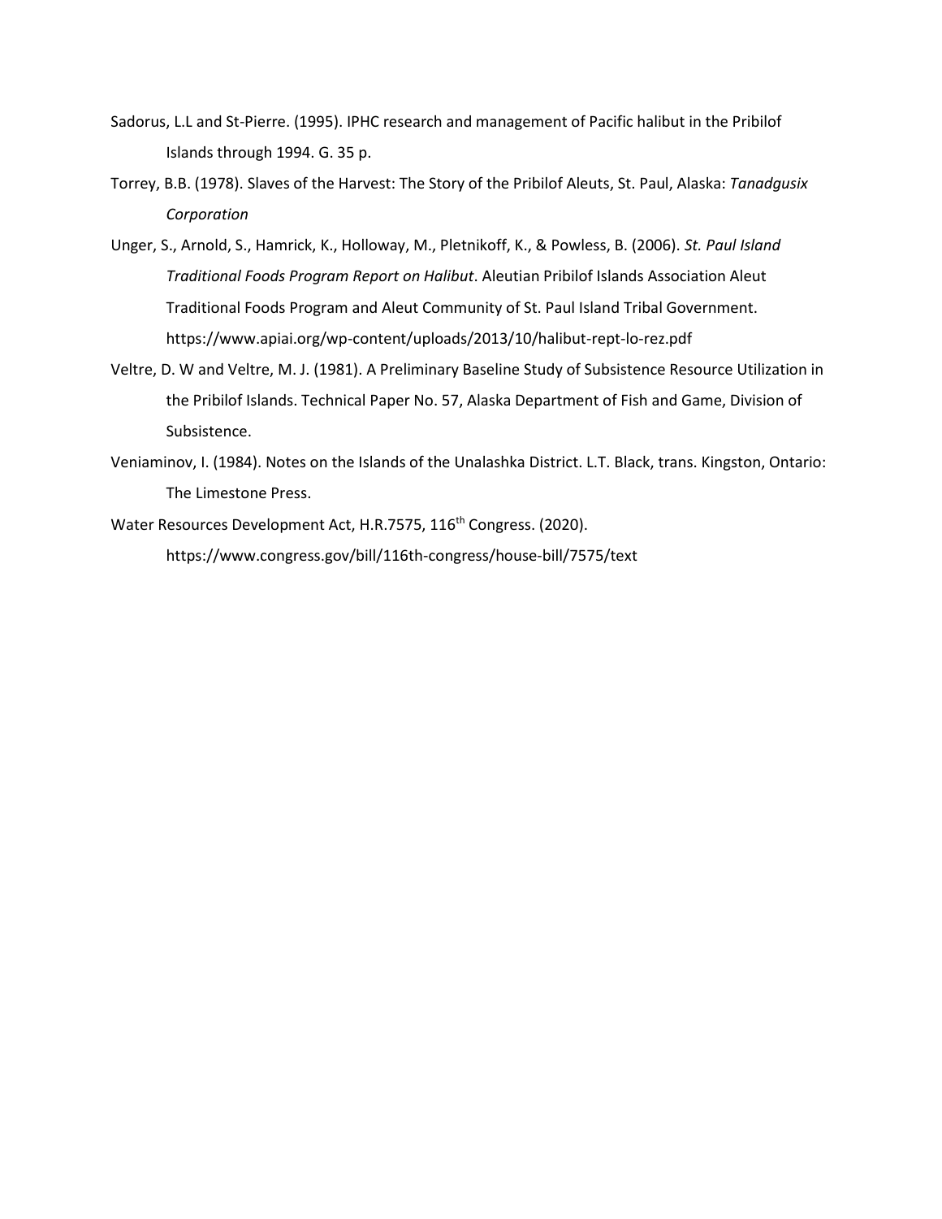Sadorus, L.L and St-Pierre. (1995). IPHC research and management of Pacific halibut in the Pribilof Islands through 1994. G. 35 p.

Torrey, B.B. (1978). Slaves of the Harvest: The Story of the Pribilof Aleuts, St. Paul, Alaska: *Tanadgusix Corporation*

Unger, S., Arnold, S., Hamrick, K., Holloway, M., Pletnikoff, K., & Powless, B. (2006). *St. Paul Island Traditional Foods Program Report on Halibut*. Aleutian Pribilof Islands Association Aleut Traditional Foods Program and Aleut Community of St. Paul Island Tribal Government. https://www.apiai.org/wp-content/uploads/2013/10/halibut-rept-lo-rez.pdf

Veltre, D. W and Veltre, M. J. (1981). A Preliminary Baseline Study of Subsistence Resource Utilization in the Pribilof Islands. Technical Paper No. 57, Alaska Department of Fish and Game, Division of Subsistence.

Veniaminov, I. (1984). Notes on the Islands of the Unalashka District. L.T. Black, trans. Kingston, Ontario: The Limestone Press.

Water Resources Development Act, H.R.7575, 116th Congress. (2020). https://www.congress.gov/bill/116th-congress/house-bill/7575/text